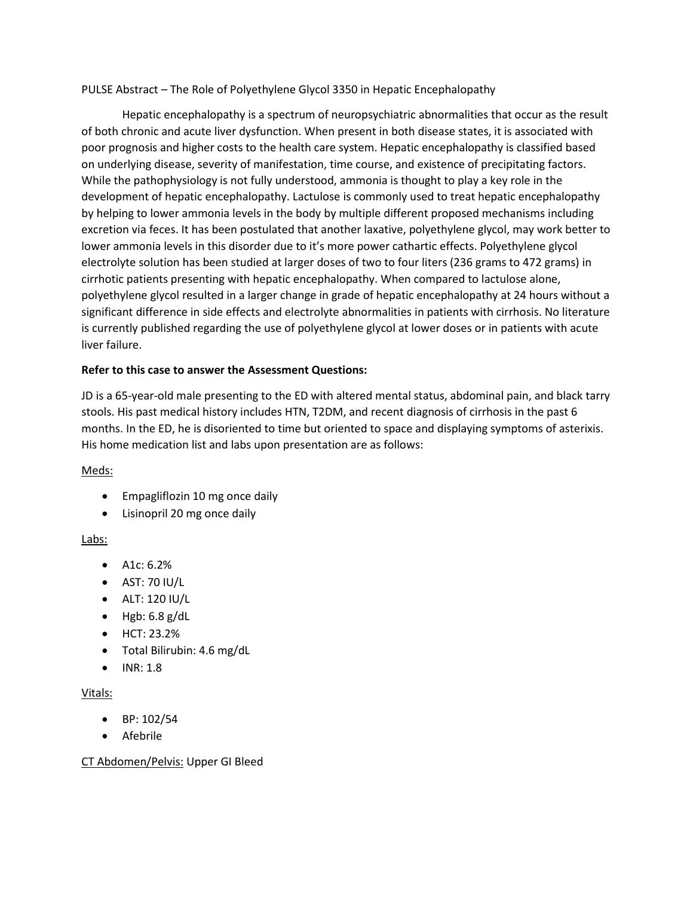PULSE Abstract – The Role of Polyethylene Glycol 3350 in Hepatic Encephalopathy

Hepatic encephalopathy is a spectrum of neuropsychiatric abnormalities that occur as the result of both chronic and acute liver dysfunction. When present in both disease states, it is associated with poor prognosis and higher costs to the health care system. Hepatic encephalopathy is classified based on underlying disease, severity of manifestation, time course, and existence of precipitating factors. While the pathophysiology is not fully understood, ammonia is thought to play a key role in the development of hepatic encephalopathy. Lactulose is commonly used to treat hepatic encephalopathy by helping to lower ammonia levels in the body by multiple different proposed mechanisms including excretion via feces. It has been postulated that another laxative, polyethylene glycol, may work better to lower ammonia levels in this disorder due to it's more power cathartic effects. Polyethylene glycol electrolyte solution has been studied at larger doses of two to four liters (236 grams to 472 grams) in cirrhotic patients presenting with hepatic encephalopathy. When compared to lactulose alone, polyethylene glycol resulted in a larger change in grade of hepatic encephalopathy at 24 hours without a significant difference in side effects and electrolyte abnormalities in patients with cirrhosis. No literature is currently published regarding the use of polyethylene glycol at lower doses or in patients with acute liver failure.

**Refer to this case to answer the Assessment Questions:**

JD is a 65-year-old male presenting to the ED with altered mental status, abdominal pain, and black tarry stools. His past medical history includes HTN, T2DM, and recent diagnosis of cirrhosis in the past 6 months. In the ED, he is disoriented to time but oriented to space and displaying symptoms of asterixis. His home medication list and labs upon presentation are as follows:

<u>Meds:</u>

- Empagliflozin 10 mg once daily
- Lisinopril 20 mg once daily

<u>Labs:</u>

- A1c: 6.2%
- AST: 70 IU/L
- ALT: 120 IU/L
- Hgb: 6.8 g/dL
- HCT: 23.2%
- Total Bilirubin: 4.6 mg/dL
- INR: 1.8

<u>Vitals:</u>

- BP: 102/54
- Afebrile

<u>CT Abdomen/Pelvis:</u> Upper GI Bleed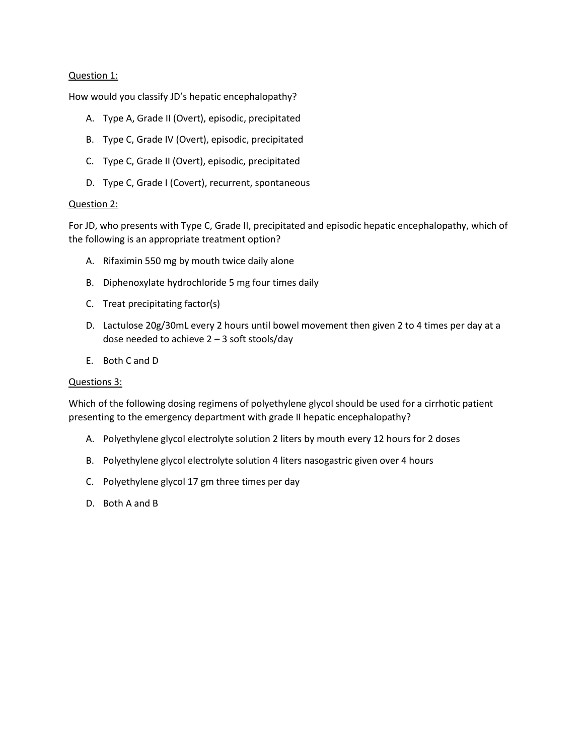<u>Question 1:</u>

How would you classify JD's hepatic encephalopathy?

A. Type A, Grade II (Overt), episodic, precipitated
B. Type C, Grade IV (Overt), episodic, precipitated
C. Type C, Grade II (Overt), episodic, precipitated
D. Type C, Grade I (Covert), recurrent, spontaneous

<u>Question 2:</u>

For JD, who presents with Type C, Grade II, precipitated and episodic hepatic encephalopathy, which of the following is an appropriate treatment option?

A. Rifaximin 550 mg by mouth twice daily alone
B. Diphenoxylate hydrochloride 5 mg four times daily
C. Treat precipitating factor(s)
D. Lactulose 20g/30mL every 2 hours until bowel movement then given 2 to 4 times per day at a dose needed to achieve 2 – 3 soft stools/day
E. Both C and D

<u>Questions 3:</u>

Which of the following dosing regimens of polyethylene glycol should be used for a cirrhotic patient presenting to the emergency department with grade II hepatic encephalopathy?

A. Polyethylene glycol electrolyte solution 2 liters by mouth every 12 hours for 2 doses
B. Polyethylene glycol electrolyte solution 4 liters nasogastric given over 4 hours
C. Polyethylene glycol 17 gm three times per day
D. Both A and B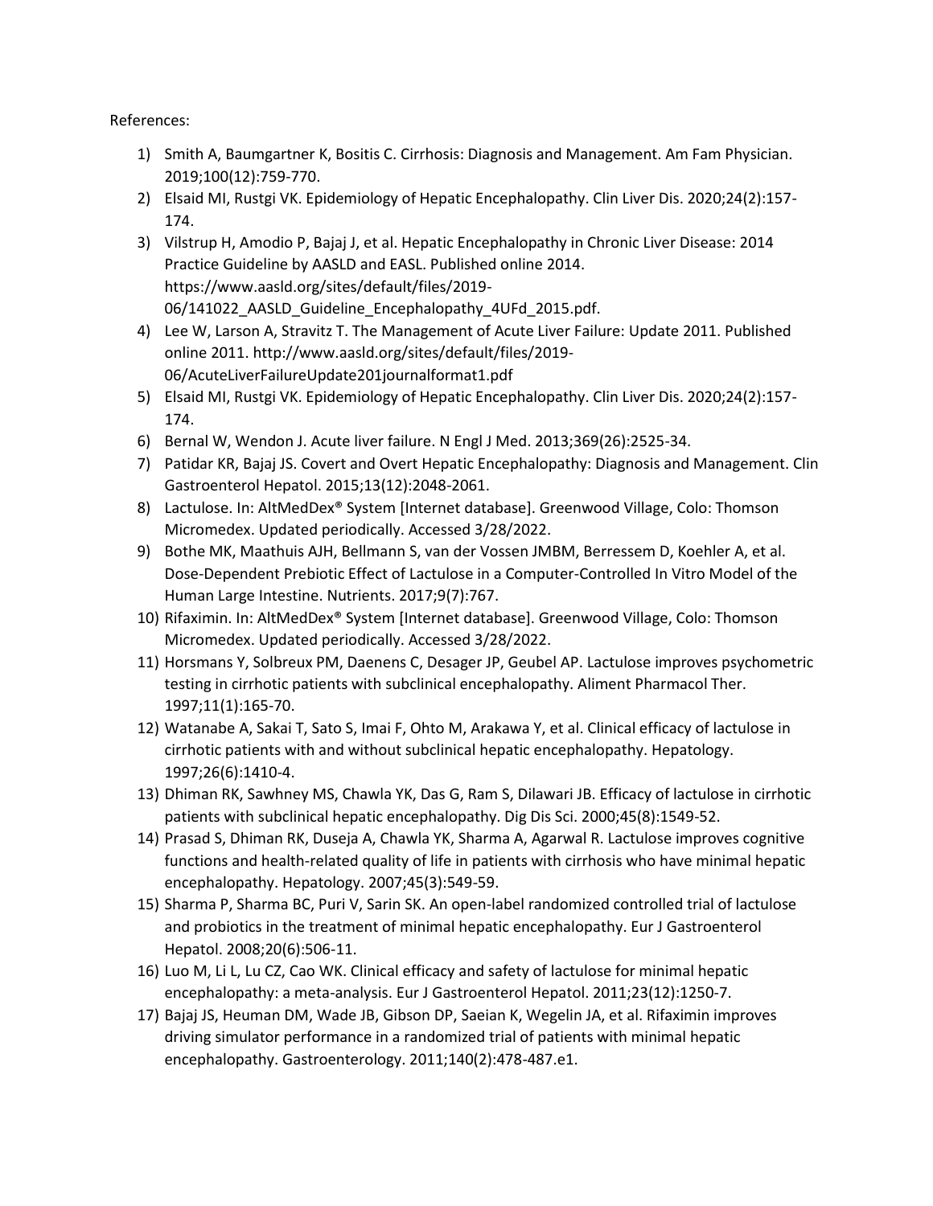References:

1) Smith A, Baumgartner K, Bositis C. Cirrhosis: Diagnosis and Management. Am Fam Physician. 2019;100(12):759-770.
2) Elsaid MI, Rustgi VK. Epidemiology of Hepatic Encephalopathy. Clin Liver Dis. 2020;24(2):157-174.
3) Vilstrup H, Amodio P, Bajaj J, et al. Hepatic Encephalopathy in Chronic Liver Disease: 2014 Practice Guideline by AASLD and EASL. Published online 2014. https://www.aasld.org/sites/default/files/2019-06/141022_AASLD_Guideline_Encephalopathy_4UFd_2015.pdf.
4) Lee W, Larson A, Stravitz T. The Management of Acute Liver Failure: Update 2011. Published online 2011. http://www.aasld.org/sites/default/files/2019-06/AcuteLiverFailureUpdate201journalformat1.pdf
5) Elsaid MI, Rustgi VK. Epidemiology of Hepatic Encephalopathy. Clin Liver Dis. 2020;24(2):157-174.
6) Bernal W, Wendon J. Acute liver failure. N Engl J Med. 2013;369(26):2525-34.
7) Patidar KR, Bajaj JS. Covert and Overt Hepatic Encephalopathy: Diagnosis and Management. Clin Gastroenterol Hepatol. 2015;13(12):2048-2061.
8) Lactulose. In: AltMedDex® System [Internet database]. Greenwood Village, Colo: Thomson Micromedex. Updated periodically. Accessed 3/28/2022.
9) Bothe MK, Maathuis AJH, Bellmann S, van der Vossen JMBM, Berressem D, Koehler A, et al. Dose-Dependent Prebiotic Effect of Lactulose in a Computer-Controlled In Vitro Model of the Human Large Intestine. Nutrients. 2017;9(7):767.
10) Rifaximin. In: AltMedDex® System [Internet database]. Greenwood Village, Colo: Thomson Micromedex. Updated periodically. Accessed 3/28/2022.
11) Horsmans Y, Solbreux PM, Daenens C, Desager JP, Geubel AP. Lactulose improves psychometric testing in cirrhotic patients with subclinical encephalopathy. Aliment Pharmacol Ther. 1997;11(1):165-70.
12) Watanabe A, Sakai T, Sato S, Imai F, Ohto M, Arakawa Y, et al. Clinical efficacy of lactulose in cirrhotic patients with and without subclinical hepatic encephalopathy. Hepatology. 1997;26(6):1410-4.
13) Dhiman RK, Sawhney MS, Chawla YK, Das G, Ram S, Dilawari JB. Efficacy of lactulose in cirrhotic patients with subclinical hepatic encephalopathy. Dig Dis Sci. 2000;45(8):1549-52.
14) Prasad S, Dhiman RK, Duseja A, Chawla YK, Sharma A, Agarwal R. Lactulose improves cognitive functions and health-related quality of life in patients with cirrhosis who have minimal hepatic encephalopathy. Hepatology. 2007;45(3):549-59.
15) Sharma P, Sharma BC, Puri V, Sarin SK. An open-label randomized controlled trial of lactulose and probiotics in the treatment of minimal hepatic encephalopathy. Eur J Gastroenterol Hepatol. 2008;20(6):506-11.
16) Luo M, Li L, Lu CZ, Cao WK. Clinical efficacy and safety of lactulose for minimal hepatic encephalopathy: a meta-analysis. Eur J Gastroenterol Hepatol. 2011;23(12):1250-7.
17) Bajaj JS, Heuman DM, Wade JB, Gibson DP, Saeian K, Wegelin JA, et al. Rifaximin improves driving simulator performance in a randomized trial of patients with minimal hepatic encephalopathy. Gastroenterology. 2011;140(2):478-487.e1.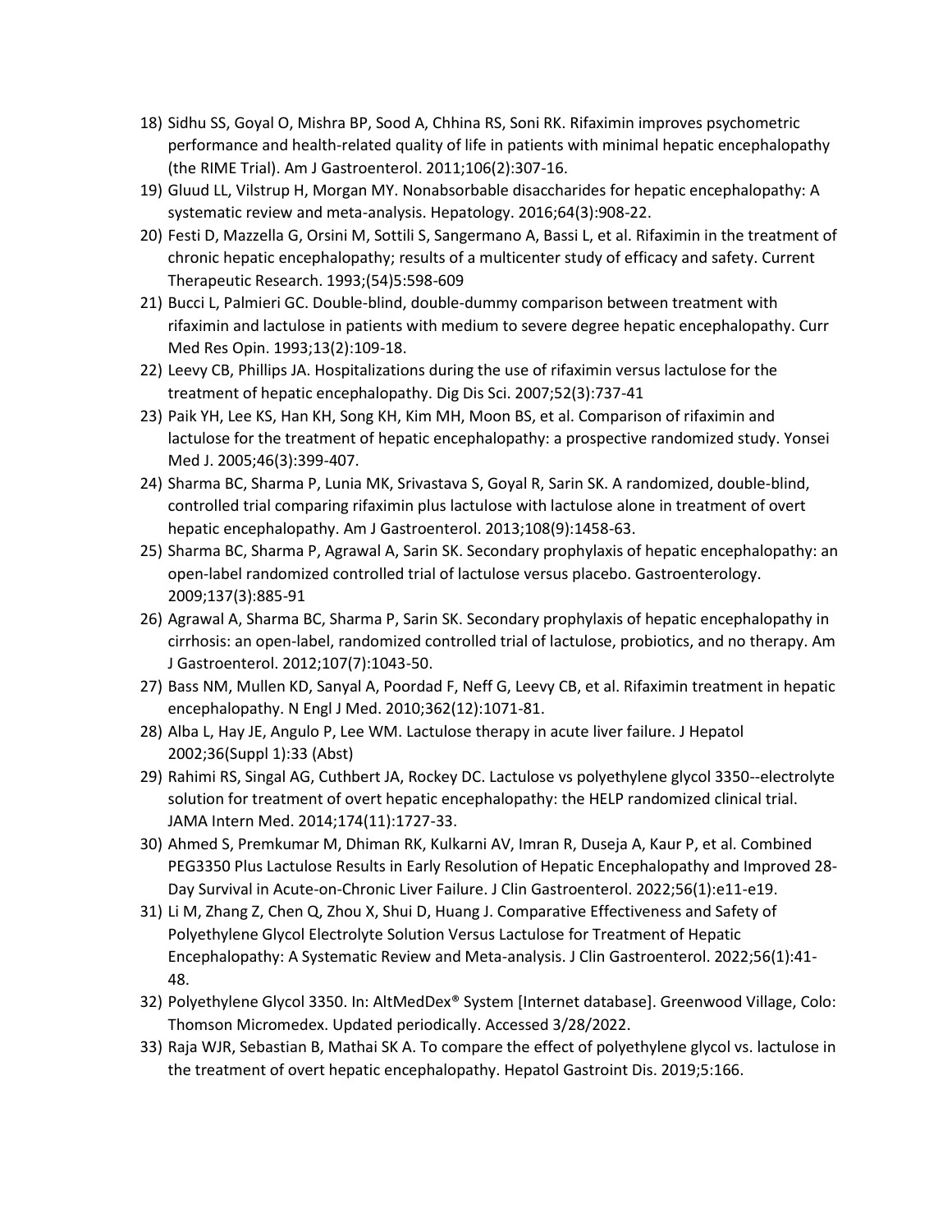18) Sidhu SS, Goyal O, Mishra BP, Sood A, Chhina RS, Soni RK. Rifaximin improves psychometric performance and health-related quality of life in patients with minimal hepatic encephalopathy (the RIME Trial). Am J Gastroenterol. 2011;106(2):307-16.
19) Gluud LL, Vilstrup H, Morgan MY. Nonabsorbable disaccharides for hepatic encephalopathy: A systematic review and meta-analysis. Hepatology. 2016;64(3):908-22.
20) Festi D, Mazzella G, Orsini M, Sottili S, Sangermano A, Bassi L, et al. Rifaximin in the treatment of chronic hepatic encephalopathy; results of a multicenter study of efficacy and safety. Current Therapeutic Research. 1993;(54)5:598-609
21) Bucci L, Palmieri GC. Double-blind, double-dummy comparison between treatment with rifaximin and lactulose in patients with medium to severe degree hepatic encephalopathy. Curr Med Res Opin. 1993;13(2):109-18.
22) Leevy CB, Phillips JA. Hospitalizations during the use of rifaximin versus lactulose for the treatment of hepatic encephalopathy. Dig Dis Sci. 2007;52(3):737-41
23) Paik YH, Lee KS, Han KH, Song KH, Kim MH, Moon BS, et al. Comparison of rifaximin and lactulose for the treatment of hepatic encephalopathy: a prospective randomized study. Yonsei Med J. 2005;46(3):399-407.
24) Sharma BC, Sharma P, Lunia MK, Srivastava S, Goyal R, Sarin SK. A randomized, double-blind, controlled trial comparing rifaximin plus lactulose with lactulose alone in treatment of overt hepatic encephalopathy. Am J Gastroenterol. 2013;108(9):1458-63.
25) Sharma BC, Sharma P, Agrawal A, Sarin SK. Secondary prophylaxis of hepatic encephalopathy: an open-label randomized controlled trial of lactulose versus placebo. Gastroenterology. 2009;137(3):885-91
26) Agrawal A, Sharma BC, Sharma P, Sarin SK. Secondary prophylaxis of hepatic encephalopathy in cirrhosis: an open-label, randomized controlled trial of lactulose, probiotics, and no therapy. Am J Gastroenterol. 2012;107(7):1043-50.
27) Bass NM, Mullen KD, Sanyal A, Poordad F, Neff G, Leevy CB, et al. Rifaximin treatment in hepatic encephalopathy. N Engl J Med. 2010;362(12):1071-81.
28) Alba L, Hay JE, Angulo P, Lee WM. Lactulose therapy in acute liver failure. J Hepatol 2002;36(Suppl 1):33 (Abst)
29) Rahimi RS, Singal AG, Cuthbert JA, Rockey DC. Lactulose vs polyethylene glycol 3350--electrolyte solution for treatment of overt hepatic encephalopathy: the HELP randomized clinical trial. JAMA Intern Med. 2014;174(11):1727-33.
30) Ahmed S, Premkumar M, Dhiman RK, Kulkarni AV, Imran R, Duseja A, Kaur P, et al. Combined PEG3350 Plus Lactulose Results in Early Resolution of Hepatic Encephalopathy and Improved 28-Day Survival in Acute-on-Chronic Liver Failure. J Clin Gastroenterol. 2022;56(1):e11-e19.
31) Li M, Zhang Z, Chen Q, Zhou X, Shui D, Huang J. Comparative Effectiveness and Safety of Polyethylene Glycol Electrolyte Solution Versus Lactulose for Treatment of Hepatic Encephalopathy: A Systematic Review and Meta-analysis. J Clin Gastroenterol. 2022;56(1):41-48.
32) Polyethylene Glycol 3350. In: AltMedDex® System [Internet database]. Greenwood Village, Colo: Thomson Micromedex. Updated periodically. Accessed 3/28/2022.
33) Raja WJR, Sebastian B, Mathai SK A. To compare the effect of polyethylene glycol vs. lactulose in the treatment of overt hepatic encephalopathy. Hepatol Gastroint Dis. 2019;5:166.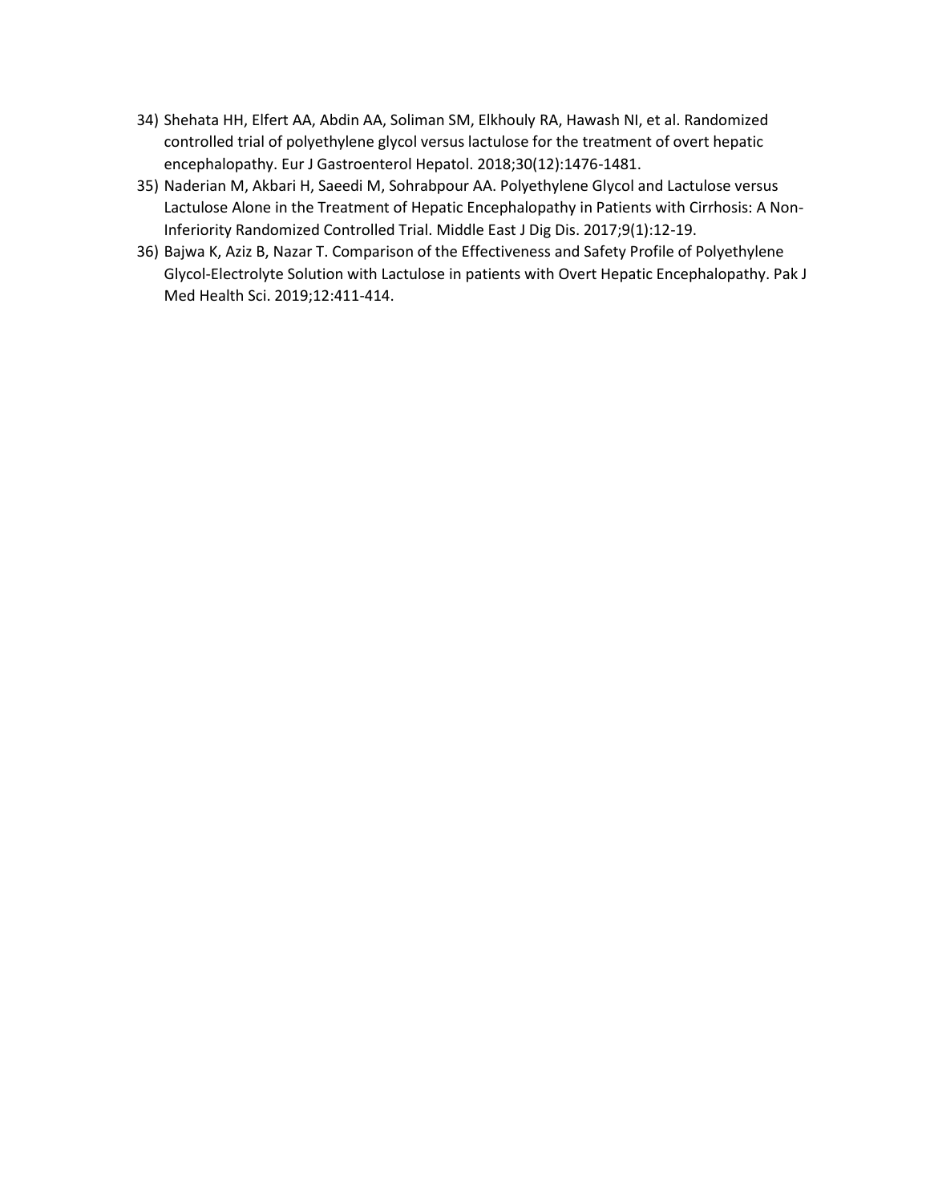34) Shehata HH, Elfert AA, Abdin AA, Soliman SM, Elkhouly RA, Hawash NI, et al. Randomized controlled trial of polyethylene glycol versus lactulose for the treatment of overt hepatic encephalopathy. Eur J Gastroenterol Hepatol. 2018;30(12):1476-1481.
35) Naderian M, Akbari H, Saeedi M, Sohrabpour AA. Polyethylene Glycol and Lactulose versus Lactulose Alone in the Treatment of Hepatic Encephalopathy in Patients with Cirrhosis: A Non-Inferiority Randomized Controlled Trial. Middle East J Dig Dis. 2017;9(1):12-19.
36) Bajwa K, Aziz B, Nazar T. Comparison of the Effectiveness and Safety Profile of Polyethylene Glycol-Electrolyte Solution with Lactulose in patients with Overt Hepatic Encephalopathy. Pak J Med Health Sci. 2019;12:411-414.